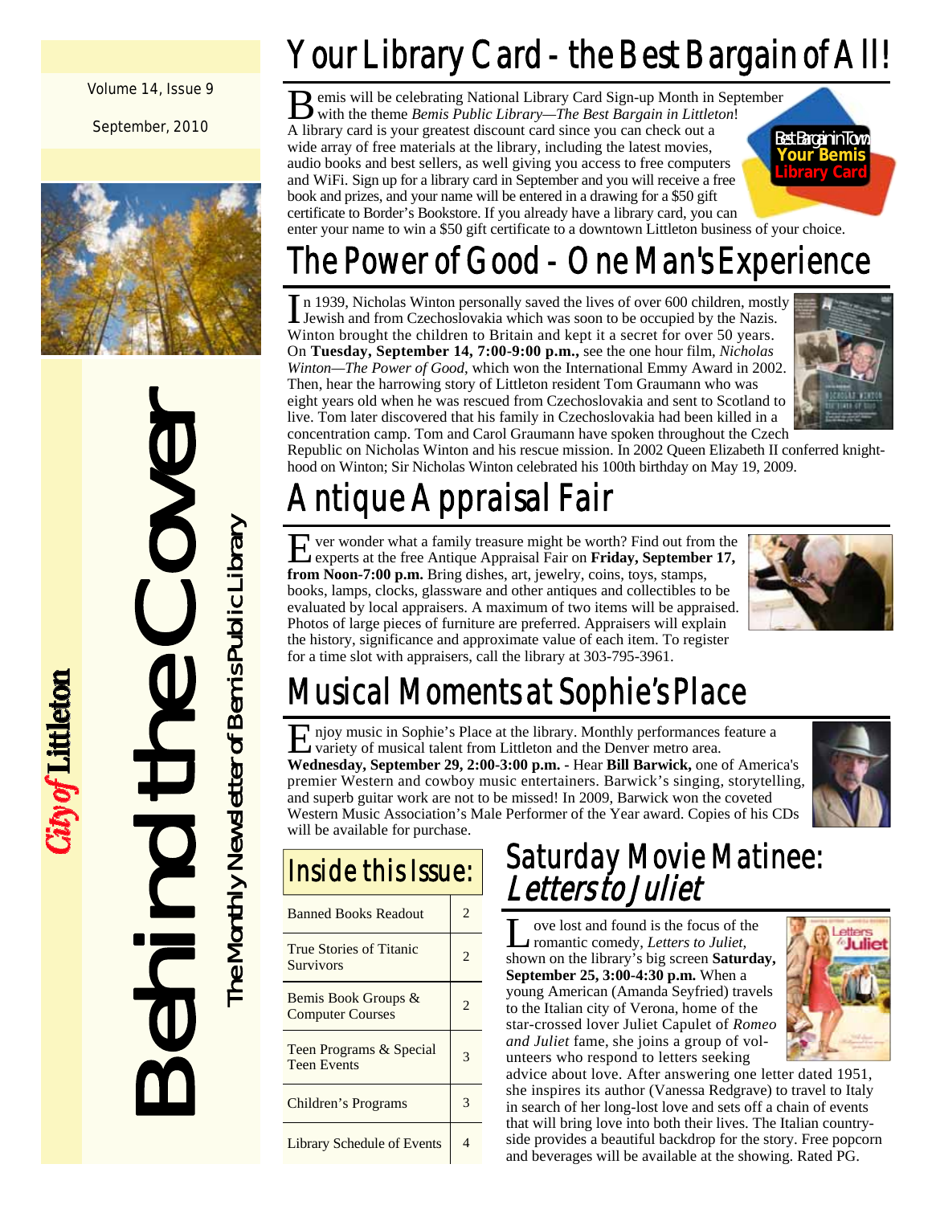Volume 14, Issue 9

September, 2010

# Behind the Cover

The Monthly Newsletter of Bemis Public Library

*City of* **Littleton**

## Your Library Card - the Best Bargain of All!

Bemis will be celebrating National Library Card Sign-up Month in September with the theme *Bemis Public Library—The Best Bargain in Littleton*! A library card is your greatest discount card since you can check out a wide array of free materials at the library, including the latest movies, audio books and best sellers, as well giving you access to free computers and WiFi. Sign up for a library card in September and you will receive a free book and prizes, and your name will be entered in a drawing for a $50 gift certificate to Border's Bookstore. If you already have a library card, you can enter your name to win a $50 gift certificate to a downtown Littleton business of your choice.

Best Bargain in Town
Your Bemis Library Card

## The Power of Good - One Man's Experience

In 1939, Nicholas Winton personally saved the lives of over 600 children, mostly Jewish and from Czechoslovakia which was soon to be occupied by the Nazis. Winton brought the children to Britain and kept it a secret for over 50 years. On **Tuesday, September 14, 7:00-9:00 p.m.,** see the one hour film, *Nicholas Winton—The Power of Good*, which won the International Emmy Award in 2002. Then, hear the harrowing story of Littleton resident Tom Graumann who was eight years old when he was rescued from Czechoslovakia and sent to Scotland to live. Tom later discovered that his family in Czechoslovakia had been killed in a concentration camp. Tom and Carol Graumann have spoken throughout the Czech Republic on Nicholas Winton and his rescue mission. In 2002 Queen Elizabeth II conferred knighthood on Winton; Sir Nicholas Winton celebrated his 100th birthday on May 19, 2009.

## Antique Appraisal Fair

Ever wonder what a family treasure might be worth? Find out from the experts at the free Antique Appraisal Fair on **Friday, September 17, from Noon-7:00 p.m.** Bring dishes, art, jewelry, coins, toys, stamps, books, lamps, clocks, glassware and other antiques and collectibles to be evaluated by local appraisers. A maximum of two items will be appraised. Photos of large pieces of furniture are preferred. Appraisers will explain the history, significance and approximate value of each item. To register for a time slot with appraisers, call the library at 303-795-3961.

## Musical Moments at Sophie's Place

Enjoy music in Sophie's Place at the library. Monthly performances feature a variety of musical talent from Littleton and the Denver metro area.
**Wednesday, September 29, 2:00-3:00 p.m.** - Hear **Bill Barwick,** one of America's premier Western and cowboy music entertainers. Barwick's singing, storytelling, and superb guitar work are not to be missed! In 2009, Barwick won the coveted Western Music Association's Male Performer of the Year award. Copies of his CDs will be available for purchase.

## Inside this Issue:

| Banned Books Readout | 2 |
|---|---|
| True Stories of Titanic Survivors | 2 |
| Bemis Book Groups & Computer Courses | 2 |
| Teen Programs & Special Teen Events | 3 |
| Children's Programs | 3 |
| Library Schedule of Events | 4 |

## Saturday Movie Matinee: *Letters to Juliet*

Love lost and found is the focus of the romantic comedy, *Letters to Juliet*, shown on the library's big screen **Saturday, September 25, 3:00-4:30 p.m.** When a young American (Amanda Seyfried) travels to the Italian city of Verona, home of the star-crossed lover Juliet Capulet of *Romeo and Juliet* fame, she joins a group of volunteers who respond to letters seeking advice about love. After answering one letter dated 1951, she inspires its author (Vanessa Redgrave) to travel to Italy in search of her long-lost love and sets off a chain of events that will bring love into both their lives. The Italian countryside provides a beautiful backdrop for the story. Free popcorn and beverages will be available at the showing. Rated PG.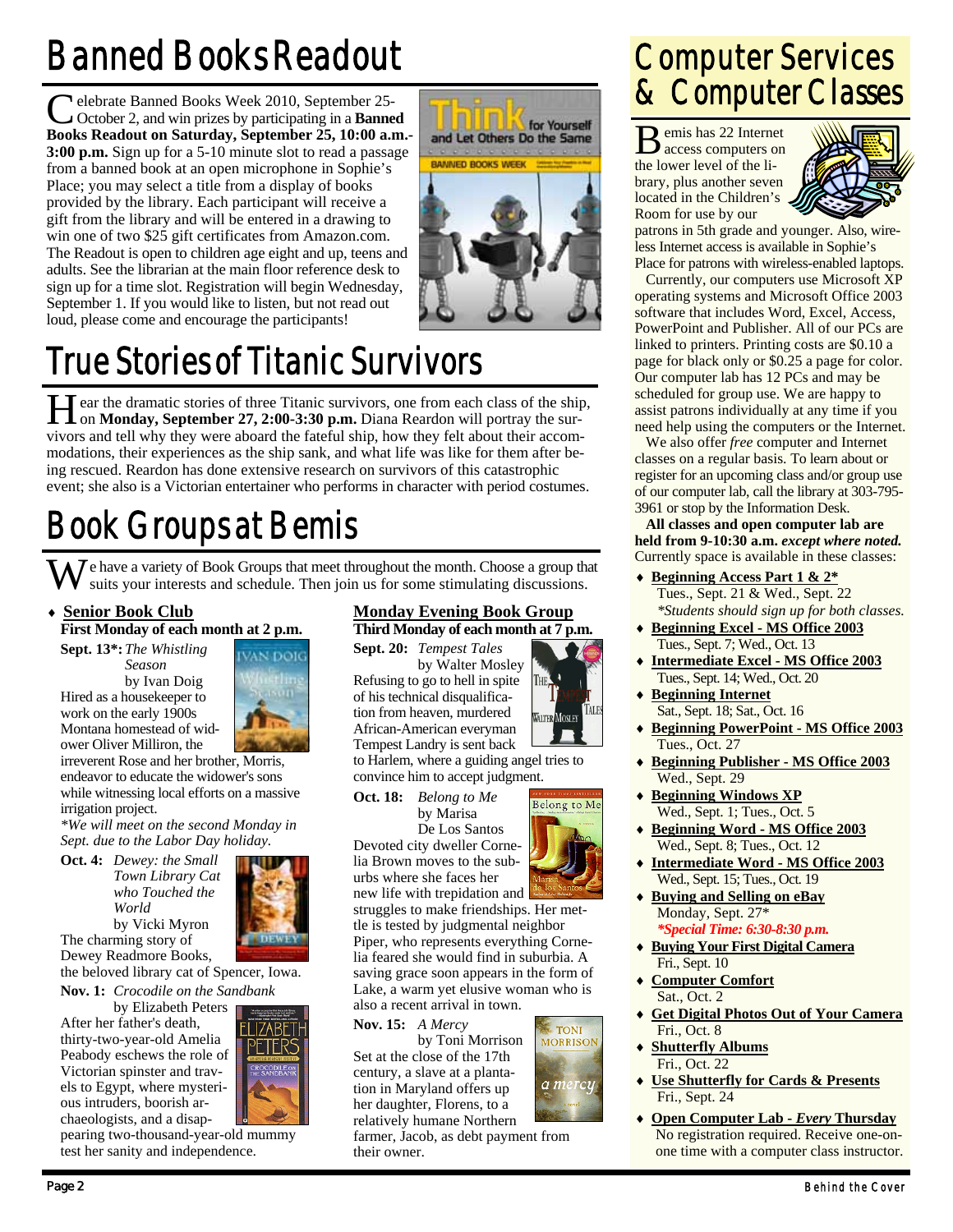# Banned Books Readout

Celebrate Banned Books Week 2010, September 25-October 2, and win prizes by participating in a **Banned Books Readout on Saturday, September 25, 10:00 a.m.-3:00 p.m.** Sign up for a 5-10 minute slot to read a passage from a banned book at an open microphone in Sophie's Place; you may select a title from a display of books provided by the library. Each participant will receive a gift from the library and will be entered in a drawing to win one of two $25 gift certificates from Amazon.com. The Readout is open to children age eight and up, teens and adults. See the librarian at the main floor reference desk to sign up for a time slot. Registration will begin Wednesday, September 1. If you would like to listen, but not read out loud, please come and encourage the participants!

# True Stories of Titanic Survivors

Hear the dramatic stories of three Titanic survivors, one from each class of the ship, on **Monday, September 27, 2:00-3:30 p.m.** Diana Reardon will portray the survivors and tell why they were aboard the fateful ship, how they felt about their accommodations, their experiences as the ship sank, and what life was like for them after being rescued. Reardon has done extensive research on survivors of this catastrophic event; she also is a Victorian entertainer who performs in character with period costumes.

# Book Groups at Bemis

We have a variety of Book Groups that meet throughout the month. Choose a group that suits your interests and schedule. Then join us for some stimulating discussions.

## Senior Book Club

**First Monday of each month at 2 p.m.**

**Sept. 13\*:** *The Whistling Season* by Ivan Doig
Hired as a housekeeper to work on the early 1900s Montana homestead of widower Oliver Milliron, the irreverent Rose and her brother, Morris, endeavor to educate the widower's sons while witnessing local efforts on a massive irrigation project.
*\*We will meet on the second Monday in Sept. due to the Labor Day holiday.*

**Oct. 4:** *Dewey: the Small Town Library Cat who Touched the World* by Vicki Myron
The charming story of Dewey Readmore Books, the beloved library cat of Spencer, Iowa.

**Nov. 1:** *Crocodile on the Sandbank* by Elizabeth Peters
After her father's death, thirty-two-year-old Amelia Peabody eschews the role of Victorian spinster and travels to Egypt, where mysterious intruders, boorish archaeologists, and a disappearing two-thousand-year-old mummy test her sanity and independence.

## Monday Evening Book Group

**Third Monday of each month at 7 p.m.**

**Sept. 20:** *Tempest Tales* by Walter Mosley
Refusing to go to hell in spite of his technical disqualification from heaven, murdered African-American everyman Tempest Landry is sent back to Harlem, where a guiding angel tries to convince him to accept judgment.

**Oct. 18:** *Belong to Me* by Marisa De Los Santos
Devoted city dweller Cornelia Brown moves to the suburbs where she faces her new life with trepidation and struggles to make friendships. Her mettle is tested by judgmental neighbor Piper, who represents everything Cornelia feared she would find in suburbia. A saving grace soon appears in the form of Lake, a warm yet elusive woman who is also a recent arrival in town.

**Nov. 15:** *A Mercy* by Toni Morrison
Set at the close of the 17th century, a slave at a plantation in Maryland offers up her daughter, Florens, to a relatively humane Northern farmer, Jacob, as debt payment from their owner.

# Computer Services & Computer Classes

Bemis has 22 Internet access computers on the lower level of the library, plus another seven located in the Children's Room for use by our patrons in 5th grade and younger. Also, wireless Internet access is available in Sophie's Place for patrons with wireless-enabled laptops.

Currently, our computers use Microsoft XP operating systems and Microsoft Office 2003 software that includes Word, Excel, Access, PowerPoint and Publisher. All of our PCs are linked to printers. Printing costs are $0.10 a page for black only or $0.25 a page for color. Our computer lab has 12 PCs and may be scheduled for group use. We are happy to assist patrons individually at any time if you need help using the computers or the Internet.

We also offer *free* computer and Internet classes on a regular basis. To learn about or register for an upcoming class and/or group use of our computer lab, call the library at 303-795-3961 or stop by the Information Desk.

**All classes and open computer lab are held from 9-10:30 a.m.** ***except where noted.*** Currently space is available in these classes:

- **Beginning Access Part 1 & 2\***
  Tues., Sept. 21 & Wed., Sept. 22
  *\*Students should sign up for both classes.*
- **Beginning Excel - MS Office 2003**
  Tues., Sept. 7; Wed., Oct. 13
- **Intermediate Excel - MS Office 2003**
  Tues., Sept. 14; Wed., Oct. 20
- **Beginning Internet**
  Sat., Sept. 18; Sat., Oct. 16
- **Beginning PowerPoint - MS Office 2003**
  Tues., Oct. 27
- **Beginning Publisher - MS Office 2003**
  Wed., Sept. 29
- **Beginning Windows XP**
  Wed., Sept. 1; Tues., Oct. 5
- **Beginning Word - MS Office 2003**
  Wed., Sept. 8; Tues., Oct. 12
- **Intermediate Word - MS Office 2003**
  Wed., Sept. 15; Tues., Oct. 19
- **Buying and Selling on eBay**
  Monday, Sept. 27\*
  *\*Special Time: 6:30-8:30 p.m.*
- **Buying Your First Digital Camera**
  Fri., Sept. 10
- **Computer Comfort**
  Sat., Oct. 2
- **Get Digital Photos Out of Your Camera**
  Fri., Oct. 8
- **Shutterfly Albums**
  Fri., Oct. 22
- **Use Shutterfly for Cards & Presents**
  Fri., Sept. 24
- **Open Computer Lab - *Every* Thursday**
  No registration required. Receive one-on-one time with a computer class instructor.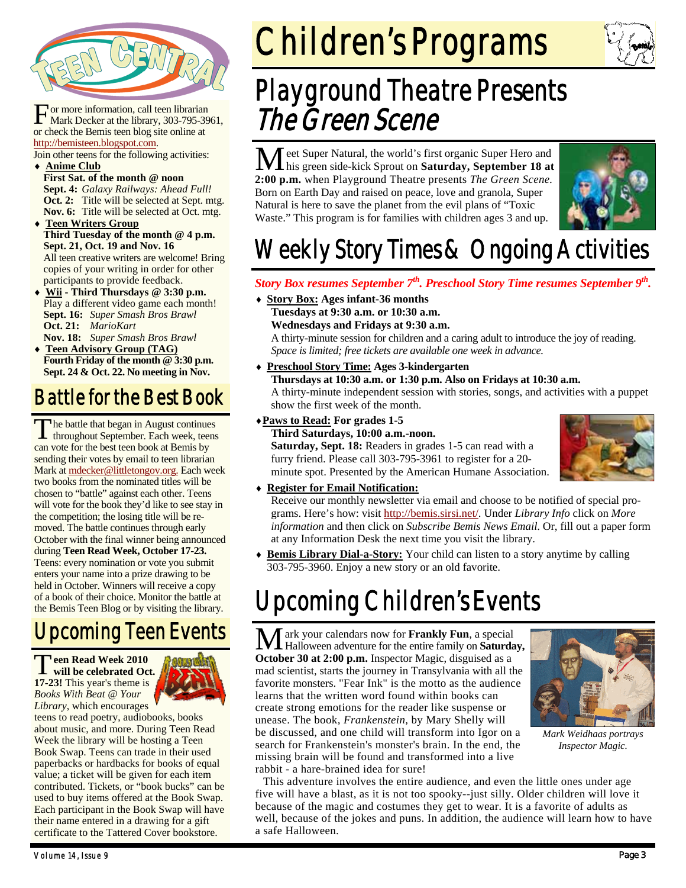# Teen Central

For more information, call teen librarian Mark Decker at the library, 303-795-3961, or check the Bemis teen blog site online at http://bemisteen.blogspot.com.

Join other teens for the following activities:

- **Anime Club**
  **First Sat. of the month @ noon**
  **Sept. 4:** *Galaxy Railways: Ahead Full!*
  **Oct. 2:** Title will be selected at Sept. mtg.
  **Nov. 6:** Title will be selected at Oct. mtg.
- **Teen Writers Group**
  **Third Tuesday of the month @ 4 p.m.**
  **Sept. 21, Oct. 19 and Nov. 16**
  All teen creative writers are welcome! Bring copies of your writing in order for other participants to provide feedback.
- **Wii - Third Thursdays @ 3:30 p.m.**
  Play a different video game each month!
  **Sept. 16:** *Super Smash Bros Brawl*
  **Oct. 21:** *MarioKart*
  **Nov. 18:** *Super Smash Bros Brawl*
- **Teen Advisory Group (TAG)**
  **Fourth Friday of the month @ 3:30 p.m.**
  **Sept. 24 & Oct. 22. No meeting in Nov.**

## Battle for the Best Book

The battle that began in August continues throughout September. Each week, teens can vote for the best teen book at Bemis by sending their votes by email to teen librarian Mark at mdecker@littletongov.org. Each week two books from the nominated titles will be chosen to "battle" against each other. Teens will vote for the book they'd like to see stay in the competition; the losing title will be removed. The battle continues through early October with the final winner being announced during **Teen Read Week, October 17-23.** Teens: every nomination or vote you submit enters your name into a prize drawing to be held in October. Winners will receive a copy of a book of their choice. Monitor the battle at the Bemis Teen Blog or by visiting the library.

## Upcoming Teen Events

**Teen Read Week 2010 will be celebrated Oct. 17-23!** This year's theme is *Books With Beat @ Your Library*, which encourages teens to read poetry, audiobooks, books about music, and more. During Teen Read Week the library will be hosting a Teen Book Swap. Teens can trade in their used paperbacks or hardbacks for books of equal value; a ticket will be given for each item contributed. Tickets, or "book bucks" can be used to buy items offered at the Book Swap. Each participant in the Book Swap will have their name entered in a drawing for a gift certificate to the Tattered Cover bookstore.

# Children's Programs

## Playground Theatre Presents *The Green Scene*

Meet Super Natural, the world's first organic Super Hero and his green side-kick Sprout on **Saturday, September 18 at 2:00 p.m.** when Playground Theatre presents *The Green Scene.* Born on Earth Day and raised on peace, love and granola, Super Natural is here to save the planet from the evil plans of "Toxic Waste." This program is for families with children ages 3 and up.

## Weekly Story Times & Ongoing Activities

***Story Box resumes September 7th. Preschool Story Time resumes September 9th.***

- **Story Box: Ages infant-36 months**
  **Tuesdays at 9:30 a.m. or 10:30 a.m.**
  **Wednesdays and Fridays at 9:30 a.m.**
  A thirty-minute session for children and a caring adult to introduce the joy of reading. *Space is limited; free tickets are available one week in advance.*
- **Preschool Story Time: Ages 3-kindergarten**
  **Thursdays at 10:30 a.m. or 1:30 p.m. Also on Fridays at 10:30 a.m.**
  A thirty-minute independent session with stories, songs, and activities with a puppet show the first week of the month.
- **Paws to Read: For grades 1-5**
  **Third Saturdays, 10:00 a.m.-noon.**
  **Saturday, Sept. 18:** Readers in grades 1-5 can read with a furry friend. Please call 303-795-3961 to register for a 20-minute spot. Presented by the American Humane Association.
- **Register for Email Notification:**
  Receive our monthly newsletter via email and choose to be notified of special programs. Here's how: visit http://bemis.sirsi.net/. Under *Library Info* click on *More information* and then click on *Subscribe Bemis News Email*. Or, fill out a paper form at any Information Desk the next time you visit the library.
- **Bemis Library Dial-a-Story:** Your child can listen to a story anytime by calling 303-795-3960. Enjoy a new story or an old favorite.

## Upcoming Children's Events

Mark your calendars now for **Frankly Fun**, a special Halloween adventure for the entire family on **Saturday, October 30 at 2:00 p.m.** Inspector Magic, disguised as a mad scientist, starts the journey in Transylvania with all the favorite monsters. "Fear Ink" is the motto as the audience learns that the written word found within books can create strong emotions for the reader like suspense or unease. The book, *Frankenstein,* by Mary Shelly will be discussed, and one child will transform into Igor on a search for Frankenstein's monster's brain. In the end, the missing brain will be found and transformed into a live rabbit - a hare-brained idea for sure!

*Mark Weidhaas portrays Inspector Magic.*

This adventure involves the entire audience, and even the little ones under age five will have a blast, as it is not too spooky--just silly. Older children will love it because of the magic and costumes they get to wear. It is a favorite of adults as well, because of the jokes and puns. In addition, the audience will learn how to have a safe Halloween.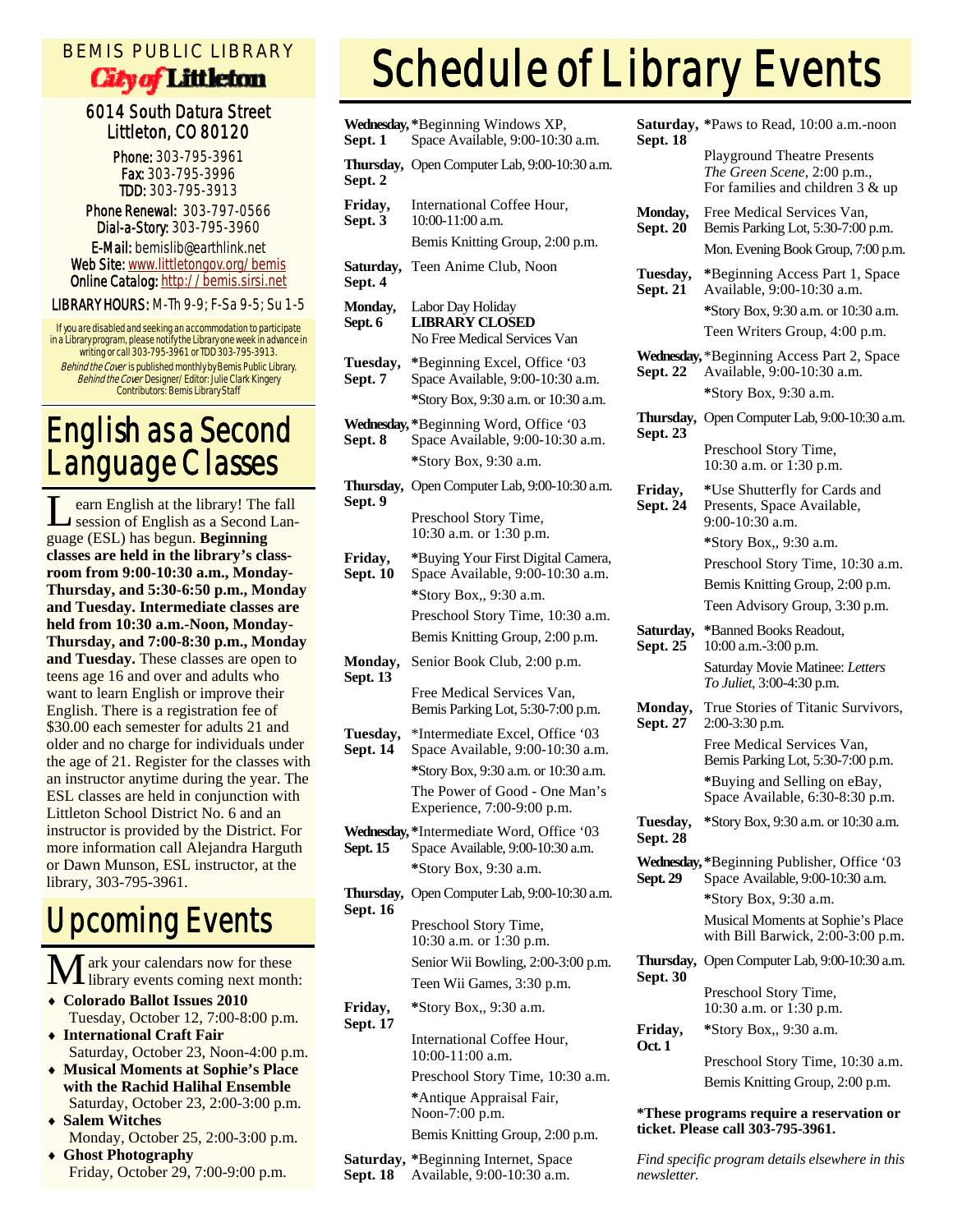BEMIS PUBLIC LIBRARY

City of Littleton

6014 South Datura Street
Littleton, CO 80120

Phone: 303-795-3961
Fax: 303-795-3996
TDD: 303-795-3913

Phone Renewal: 303-797-0566
Dial-a-Story: 303-795-3960

E-Mail: bemislib@earthlink.net
Web Site: www.littletongov.org/bemis
Online Catalog: http://bemis.sirsi.net

LIBRARY HOURS: M-Th 9-9; F-Sa 9-5; Su 1-5

If you are disabled and seeking an accommodation to participate in a Library program, please notify the Library one week in advance in writing or call 303-795-3961 or TDD 303-795-3913.

*Behind the Cover* is published monthly by Bemis Public Library.
*Behind the Cover* Designer/ Editor: Julie Clark Kingery
Contributors: Bemis Library Staff

# English as a Second Language Classes

Learn English at the library! The fall session of English as a Second Language (ESL) has begun. **Beginning classes are held in the library's classroom from 9:00-10:30 a.m., Monday-Thursday, and 5:30-6:50 p.m., Monday and Tuesday. Intermediate classes are held from 10:30 a.m.-Noon, Monday-Thursday, and 7:00-8:30 p.m., Monday and Tuesday.** These classes are open to teens age 16 and over and adults who want to learn English or improve their English. There is a registration fee of $30.00 each semester for adults 21 and older and no charge for individuals under the age of 21. Register for the classes with an instructor anytime during the year. The ESL classes are held in conjunction with Littleton School District No. 6 and an instructor is provided by the District. For more information call Alejandra Harguth or Dawn Munson, ESL instructor, at the library, 303-795-3961.

# Upcoming Events

Mark your calendars now for these library events coming next month:

- **Colorado Ballot Issues 2010**
  Tuesday, October 12, 7:00-8:00 p.m.
- **International Craft Fair**
  Saturday, October 23, Noon-4:00 p.m.
- **Musical Moments at Sophie's Place with the Rachid Halihal Ensemble**
  Saturday, October 23, 2:00-3:00 p.m.
- **Salem Witches**
  Monday, October 25, 2:00-3:00 p.m.
- **Ghost Photography**
  Friday, October 29, 7:00-9:00 p.m.

# Schedule of Library Events

**Wednesday, Sept. 1**
- *Beginning Windows XP, Space Available, 9:00-10:30 a.m.

**Thursday, Sept. 2**
- Open Computer Lab, 9:00-10:30 a.m.

**Friday, Sept. 3**
- International Coffee Hour, 10:00-11:00 a.m.
- Bemis Knitting Group, 2:00 p.m.

**Saturday, Sept. 4**
- Teen Anime Club, Noon

**Monday, Sept. 6**
- Labor Day Holiday
- **LIBRARY CLOSED**
- No Free Medical Services Van

**Tuesday, Sept. 7**
- *Beginning Excel, Office '03 Space Available, 9:00-10:30 a.m.
- *Story Box, 9:30 a.m. or 10:30 a.m.

**Wednesday, Sept. 8**
- *Beginning Word, Office '03 Space Available, 9:00-10:30 a.m.
- *Story Box, 9:30 a.m.

**Thursday, Sept. 9**
- Open Computer Lab, 9:00-10:30 a.m.
- Preschool Story Time, 10:30 a.m. or 1:30 p.m.

**Friday, Sept. 10**
- *Buying Your First Digital Camera, Space Available, 9:00-10:30 a.m.
- *Story Box,, 9:30 a.m.
- Preschool Story Time, 10:30 a.m.
- Bemis Knitting Group, 2:00 p.m.

**Monday, Sept. 13**
- Senior Book Club, 2:00 p.m.
- Free Medical Services Van, Bemis Parking Lot, 5:30-7:00 p.m.

**Tuesday, Sept. 14**
- *Intermediate Excel, Office '03 Space Available, 9:00-10:30 a.m.
- *Story Box, 9:30 a.m. or 10:30 a.m.
- The Power of Good - One Man's Experience, 7:00-9:00 p.m.

**Wednesday, Sept. 15**
- *Intermediate Word, Office '03 Space Available, 9:00-10:30 a.m.
- *Story Box, 9:30 a.m.

**Thursday, Sept. 16**
- Open Computer Lab, 9:00-10:30 a.m.
- Preschool Story Time, 10:30 a.m. or 1:30 p.m.
- Senior Wii Bowling, 2:00-3:00 p.m.
- Teen Wii Games, 3:30 p.m.

**Friday, Sept. 17**
- *Story Box,, 9:30 a.m.
- International Coffee Hour, 10:00-11:00 a.m.
- Preschool Story Time, 10:30 a.m.
- *Antique Appraisal Fair, Noon-7:00 p.m.
- Bemis Knitting Group, 2:00 p.m.

**Saturday, Sept. 18**
- *Beginning Internet, Space Available, 9:00-10:30 a.m.
- *Paws to Read, 10:00 a.m.-noon
- Playground Theatre Presents *The Green Scene*, 2:00 p.m., For families and children 3 & up

**Monday, Sept. 20**
- Free Medical Services Van, Bemis Parking Lot, 5:30-7:00 p.m.
- Mon. Evening Book Group, 7:00 p.m.

**Tuesday, Sept. 21**
- *Beginning Access Part 1, Space Available, 9:00-10:30 a.m.
- *Story Box, 9:30 a.m. or 10:30 a.m.
- Teen Writers Group, 4:00 p.m.

**Wednesday, Sept. 22**
- *Beginning Access Part 2, Space Available, 9:00-10:30 a.m.
- *Story Box, 9:30 a.m.

**Thursday, Sept. 23**
- Open Computer Lab, 9:00-10:30 a.m.
- Preschool Story Time, 10:30 a.m. or 1:30 p.m.

**Friday, Sept. 24**
- *Use Shutterfly for Cards and Presents, Space Available, 9:00-10:30 a.m.
- *Story Box,, 9:30 a.m.
- Preschool Story Time, 10:30 a.m.
- Bemis Knitting Group, 2:00 p.m.
- Teen Advisory Group, 3:30 p.m.

**Saturday, Sept. 25**
- *Banned Books Readout, 10:00 a.m.-3:00 p.m.
- Saturday Movie Matinee: *Letters To Juliet*, 3:00-4:30 p.m.

**Monday, Sept. 27**
- True Stories of Titanic Survivors, 2:00-3:30 p.m.
- Free Medical Services Van, Bemis Parking Lot, 5:30-7:00 p.m.
- *Buying and Selling on eBay, Space Available, 6:30-8:30 p.m.

**Tuesday, Sept. 28**
- *Story Box, 9:30 a.m. or 10:30 a.m.

**Wednesday, Sept. 29**
- *Beginning Publisher, Office '03 Space Available, 9:00-10:30 a.m.
- *Story Box, 9:30 a.m.
- Musical Moments at Sophie's Place with Bill Barwick, 2:00-3:00 p.m.

**Thursday, Sept. 30**
- Open Computer Lab, 9:00-10:30 a.m.
- Preschool Story Time, 10:30 a.m. or 1:30 p.m.

**Friday, Oct. 1**
- *Story Box,, 9:30 a.m.
- Preschool Story Time, 10:30 a.m.
- Bemis Knitting Group, 2:00 p.m.

**\*These programs require a reservation or ticket. Please call 303-795-3961.**

*Find specific program details elsewhere in this newsletter.*